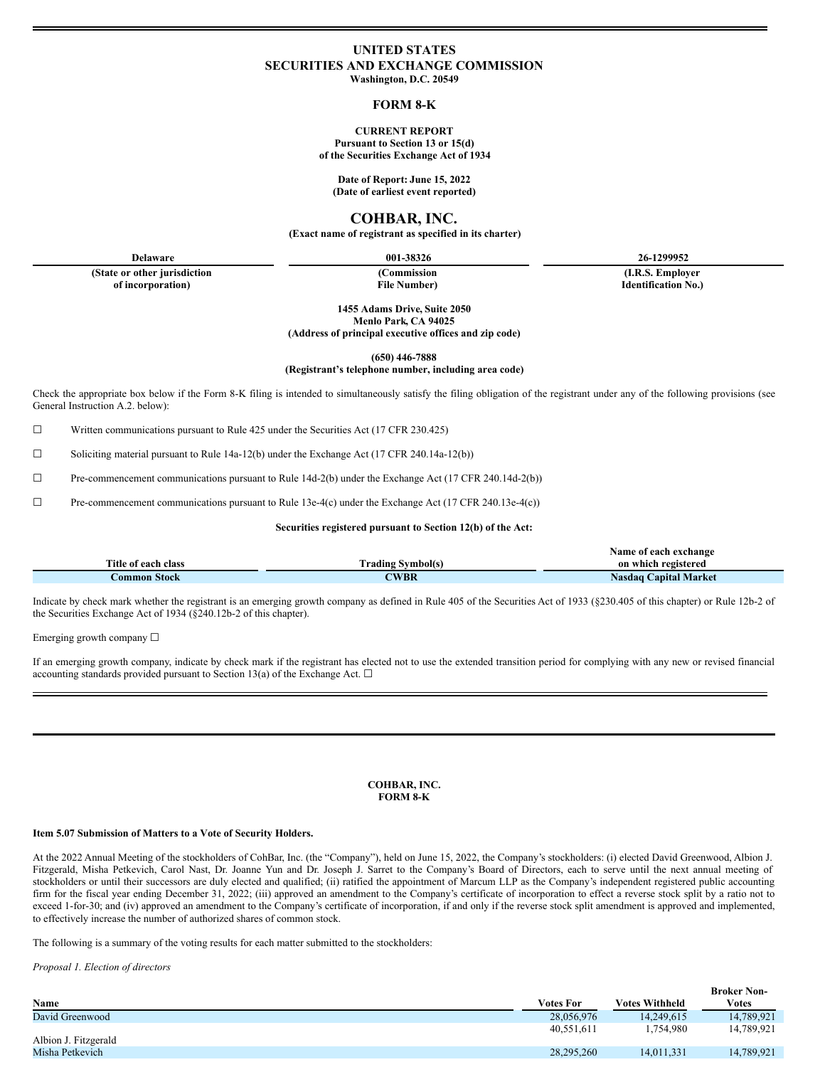# UNITED STATES
# SECURITIES AND EXCHANGE COMMISSION
**Washington, D.C. 20549**

## FORM 8-K

**CURRENT REPORT**
**Pursuant to Section 13 or 15(d)**
**of the Securities Exchange Act of 1934**

**Date of Report: June 15, 2022**
**(Date of earliest event reported)**

# COHBAR, INC.
**(Exact name of registrant as specified in its charter)**

| Delaware | 001-38326 | 26-1299952 |
|---|---|---|
| (State or other jurisdiction of incorporation) | (Commission File Number) | (I.R.S. Employer Identification No.) |

**1455 Adams Drive, Suite 2050**
**Menlo Park, CA 94025**
**(Address of principal executive offices and zip code)**

**(650) 446-7888**
**(Registrant's telephone number, including area code)**

Check the appropriate box below if the Form 8-K filing is intended to simultaneously satisfy the filing obligation of the registrant under any of the following provisions (see General Instruction A.2. below):

☐ Written communications pursuant to Rule 425 under the Securities Act (17 CFR 230.425)

☐ Soliciting material pursuant to Rule 14a-12(b) under the Exchange Act (17 CFR 240.14a-12(b))

☐ Pre-commencement communications pursuant to Rule 14d-2(b) under the Exchange Act (17 CFR 240.14d-2(b))

☐ Pre-commencement communications pursuant to Rule 13e-4(c) under the Exchange Act (17 CFR 240.13e-4(c))

**Securities registered pursuant to Section 12(b) of the Act:**

| Title of each class | Trading Symbol(s) | Name of each exchange on which registered |
|---|---|---|
| Common Stock | CWBR | Nasdaq Capital Market |

Indicate by check mark whether the registrant is an emerging growth company as defined in Rule 405 of the Securities Act of 1933 (§230.405 of this chapter) or Rule 12b-2 of the Securities Exchange Act of 1934 (§240.12b-2 of this chapter).

Emerging growth company ☐

If an emerging growth company, indicate by check mark if the registrant has elected not to use the extended transition period for complying with any new or revised financial accounting standards provided pursuant to Section 13(a) of the Exchange Act. ☐

**COHBAR, INC.**
**FORM 8-K**

### Item 5.07 Submission of Matters to a Vote of Security Holders.

At the 2022 Annual Meeting of the stockholders of CohBar, Inc. (the "Company"), held on June 15, 2022, the Company's stockholders: (i) elected David Greenwood, Albion J. Fitzgerald, Misha Petkevich, Carol Nast, Dr. Joanne Yun and Dr. Joseph J. Sarret to the Company's Board of Directors, each to serve until the next annual meeting of stockholders or until their successors are duly elected and qualified; (ii) ratified the appointment of Marcum LLP as the Company's independent registered public accounting firm for the fiscal year ending December 31, 2022; (iii) approved an amendment to the Company's certificate of incorporation to effect a reverse stock split by a ratio not to exceed 1-for-30; and (iv) approved an amendment to the Company's certificate of incorporation, if and only if the reverse stock split amendment is approved and implemented, to effectively increase the number of authorized shares of common stock.

The following is a summary of the voting results for each matter submitted to the stockholders:

*Proposal 1. Election of directors*

| Name | Votes For | Votes Withheld | Broker Non-Votes |
|---|---|---|---|
| David Greenwood | 28,056,976 | 14,249,615 | 14,789,921 |
| Albion J. Fitzgerald | 40,551,611 | 1,754,980 | 14,789,921 |
| Misha Petkevich | 28,295,260 | 14,011,331 | 14,789,921 |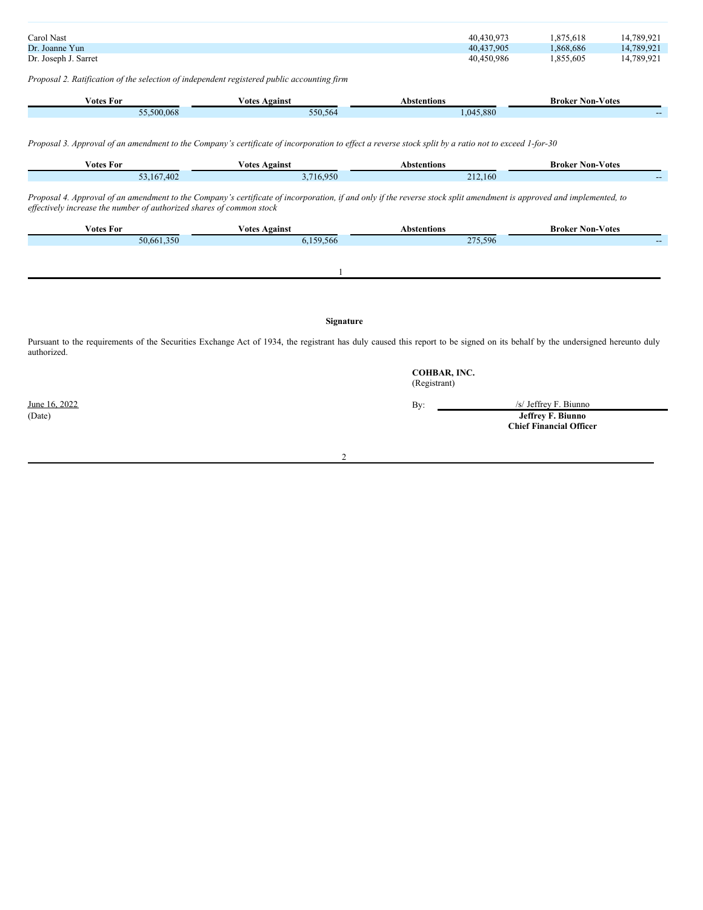| | | | |
|---|---|---|---|
| Carol Nast | 40,430,973 | 1,875,618 | 14,789,921 |
| Dr. Joanne Yun | 40,437,905 | 1,868,686 | 14,789,921 |
| Dr. Joseph J. Sarret | 40,450,986 | 1,855,605 | 14,789,921 |

*Proposal 2. Ratification of the selection of independent registered public accounting firm*

| Votes For | Votes Against | Abstentions | Broker Non-Votes |
|---|---|---|---|
| 55,500,068 | 550,564 | 1,045,880 | -- |

*Proposal 3. Approval of an amendment to the Company's certificate of incorporation to effect a reverse stock split by a ratio not to exceed 1-for-30*

| Votes For | Votes Against | Abstentions | Broker Non-Votes |
|---|---|---|---|
| 53,167,402 | 3,716,950 | 212,160 | -- |

*Proposal 4. Approval of an amendment to the Company's certificate of incorporation, if and only if the reverse stock split amendment is approved and implemented, to effectively increase the number of authorized shares of common stock*

| Votes For | Votes Against | Abstentions | Broker Non-Votes |
|---|---|---|---|
| 50,661,350 | 6,159,566 | 275,596 | -- |

**Signature**

Pursuant to the requirements of the Securities Exchange Act of 1934, the registrant has duly caused this report to be signed on its behalf by the undersigned hereunto duly authorized.

**COHBAR, INC.**
(Registrant)

June 16, 2022
(Date)

By: /s/ Jeffrey F. Biunno
**Jeffrey F. Biunno**
**Chief Financial Officer**